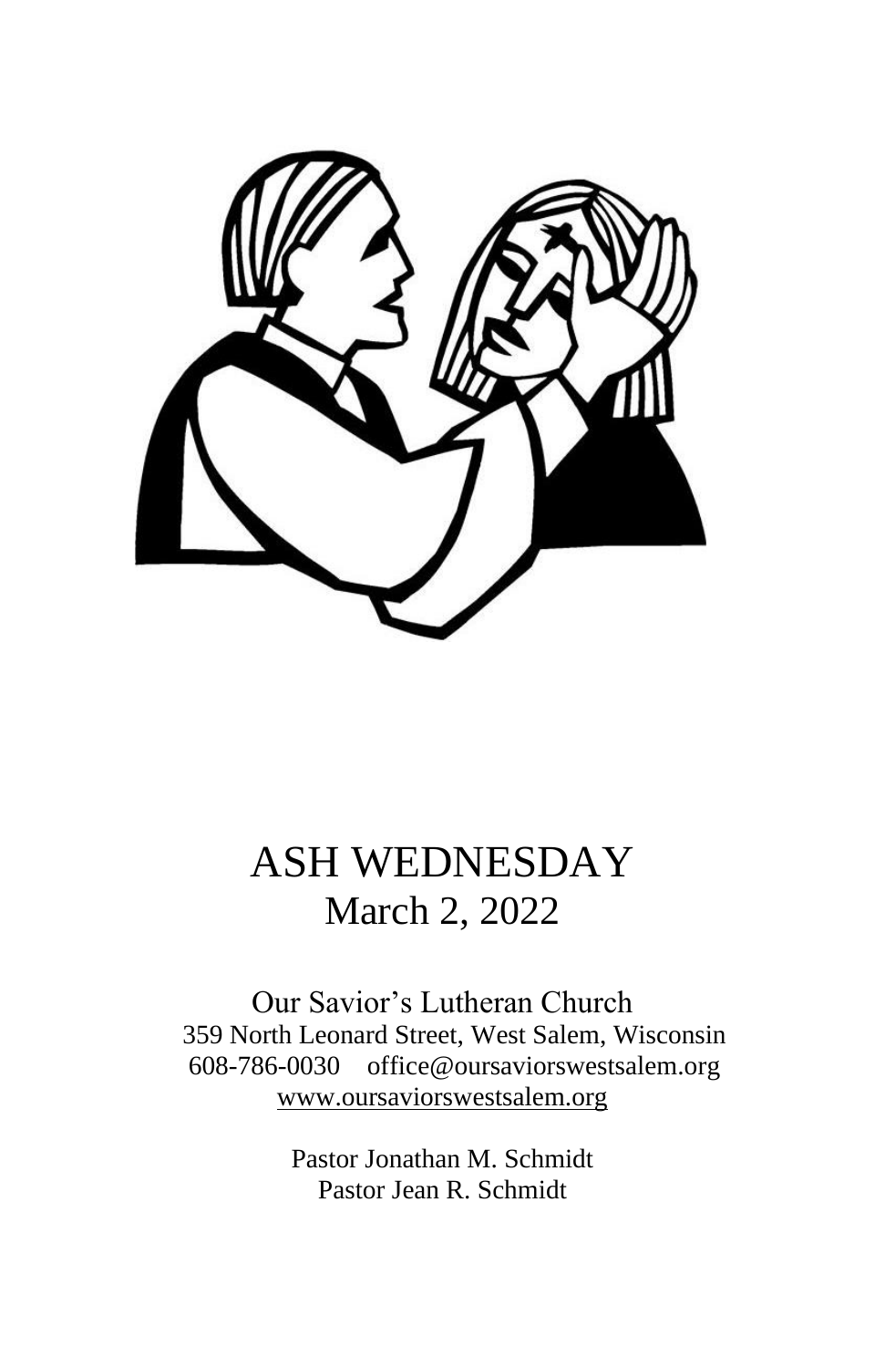# ASH WEDNESDAY

## March 2, 2022

Our Savior's Lutheran Church
359 North Leonard Street, West Salem, Wisconsin
608-786-0030 office@oursaviorswestsalem.org
www.oursaviorswestsalem.org

Pastor Jonathan M. Schmidt
Pastor Jean R. Schmidt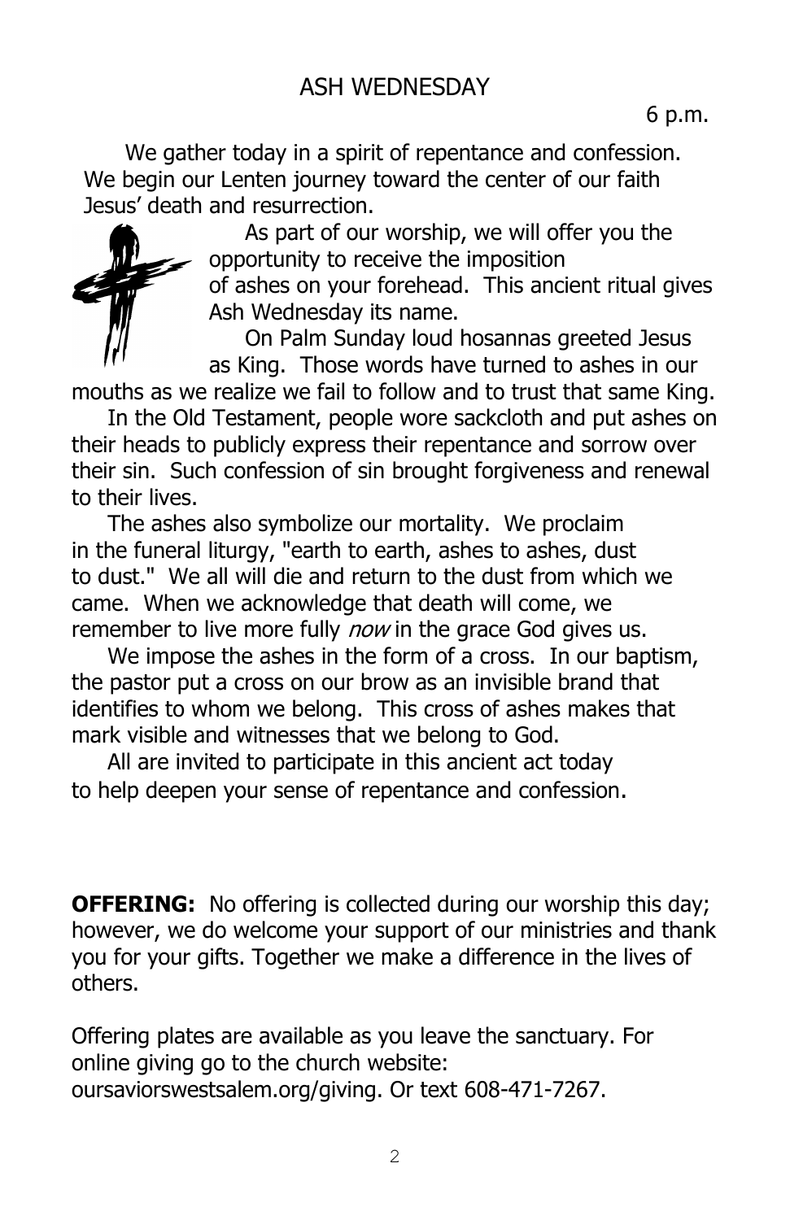# ASH WEDNESDAY

6 p.m.

We gather today in a spirit of repentance and confession. We begin our Lenten journey toward the center of our faith Jesus' death and resurrection.

As part of our worship, we will offer you the opportunity to receive the imposition of ashes on your forehead. This ancient ritual gives Ash Wednesday its name.

On Palm Sunday loud hosannas greeted Jesus as King. Those words have turned to ashes in our mouths as we realize we fail to follow and to trust that same King.

In the Old Testament, people wore sackcloth and put ashes on their heads to publicly express their repentance and sorrow over their sin. Such confession of sin brought forgiveness and renewal to their lives.

The ashes also symbolize our mortality. We proclaim in the funeral liturgy, "earth to earth, ashes to ashes, dust to dust." We all will die and return to the dust from which we came. When we acknowledge that death will come, we remember to live more fully *now* in the grace God gives us.

We impose the ashes in the form of a cross. In our baptism, the pastor put a cross on our brow as an invisible brand that identifies to whom we belong. This cross of ashes makes that mark visible and witnesses that we belong to God.

All are invited to participate in this ancient act today to help deepen your sense of repentance and confession.

**OFFERING:** No offering is collected during our worship this day; however, we do welcome your support of our ministries and thank you for your gifts. Together we make a difference in the lives of others.

Offering plates are available as you leave the sanctuary. For online giving go to the church website: oursaviorswestsalem.org/giving. Or text 608-471-7267.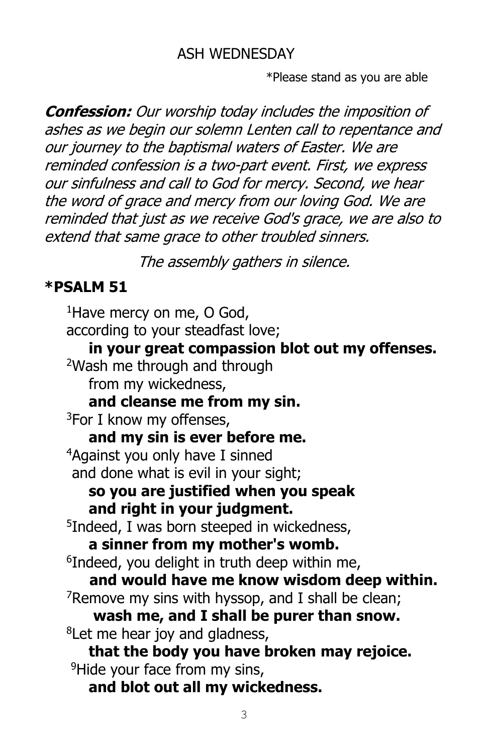ASH WEDNESDAY

*Please stand as you are able

***Confession:*** *Our worship today includes the imposition of ashes as we begin our solemn Lenten call to repentance and our journey to the baptismal waters of Easter. We are reminded confession is a two-part event. First, we express our sinfulness and call to God for mercy. Second, we hear the word of grace and mercy from our loving God. We are reminded that just as we receive God's grace, we are also to extend that same grace to other troubled sinners.*

*The assembly gathers in silence.*

## *PSALM 51

[1]Have mercy on me, O God,
according to your steadfast love;
**in your great compassion blot out my offenses.**
[2]Wash me through and through
from my wickedness,
**and cleanse me from my sin.**
[3]For I know my offenses,
**and my sin is ever before me.**
[4]Against you only have I sinned
and done what is evil in your sight;
**so you are justified when you speak**
**and right in your judgment.**
[5]Indeed, I was born steeped in wickedness,
**a sinner from my mother's womb.**
[6]Indeed, you delight in truth deep within me,
**and would have me know wisdom deep within.**
[7]Remove my sins with hyssop, and I shall be clean;
**wash me, and I shall be purer than snow.**
[8]Let me hear joy and gladness,
**that the body you have broken may rejoice.**
[9]Hide your face from my sins,
**and blot out all my wickedness.**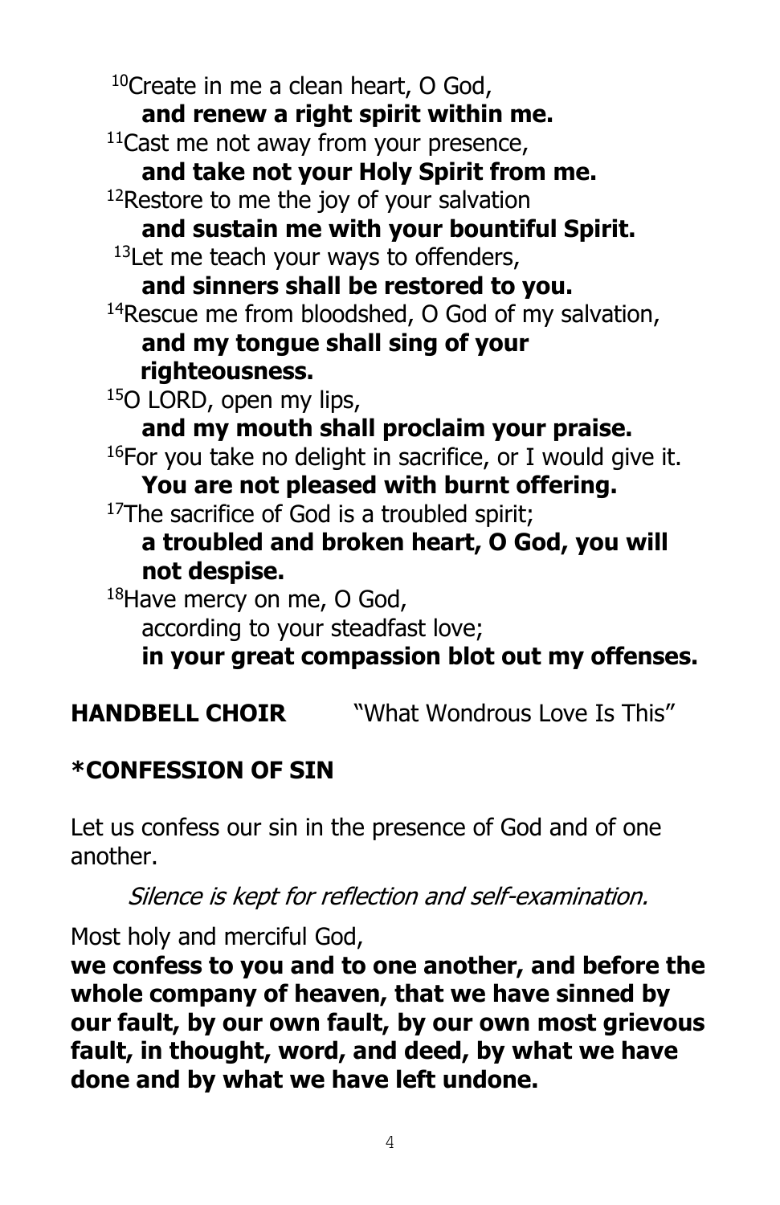[10]Create in me a clean heart, O God,
**and renew a right spirit within me.**
[11]Cast me not away from your presence,
**and take not your Holy Spirit from me.**
[12]Restore to me the joy of your salvation
**and sustain me with your bountiful Spirit.**
[13]Let me teach your ways to offenders,
**and sinners shall be restored to you.**
[14]Rescue me from bloodshed, O God of my salvation,
**and my tongue shall sing of your righteousness.**
[15]O LORD, open my lips,
**and my mouth shall proclaim your praise.**
[16]For you take no delight in sacrifice, or I would give it.
**You are not pleased with burnt offering.**
[17]The sacrifice of God is a troubled spirit;
**a troubled and broken heart, O God, you will not despise.**
[18]Have mercy on me, O God,
according to your steadfast love;
**in your great compassion blot out my offenses.**

**HANDBELL CHOIR** "What Wondrous Love Is This"

**\*CONFESSION OF SIN**

Let us confess our sin in the presence of God and of one another.

*Silence is kept for reflection and self-examination.*

Most holy and merciful God,
**we confess to you and to one another, and before the whole company of heaven, that we have sinned by our fault, by our own fault, by our own most grievous fault, in thought, word, and deed, by what we have done and by what we have left undone.**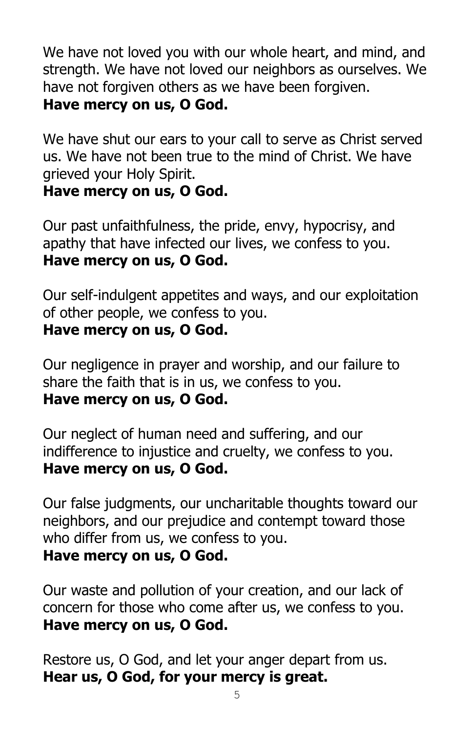We have not loved you with our whole heart, and mind, and strength. We have not loved our neighbors as ourselves. We have not forgiven others as we have been forgiven.
**Have mercy on us, O God.**

We have shut our ears to your call to serve as Christ served us. We have not been true to the mind of Christ. We have grieved your Holy Spirit.
**Have mercy on us, O God.**

Our past unfaithfulness, the pride, envy, hypocrisy, and apathy that have infected our lives, we confess to you.
**Have mercy on us, O God.**

Our self-indulgent appetites and ways, and our exploitation of other people, we confess to you.
**Have mercy on us, O God.**

Our negligence in prayer and worship, and our failure to share the faith that is in us, we confess to you.
**Have mercy on us, O God.**

Our neglect of human need and suffering, and our indifference to injustice and cruelty, we confess to you.
**Have mercy on us, O God.**

Our false judgments, our uncharitable thoughts toward our neighbors, and our prejudice and contempt toward those who differ from us, we confess to you.
**Have mercy on us, O God.**

Our waste and pollution of your creation, and our lack of concern for those who come after us, we confess to you.
**Have mercy on us, O God.**

Restore us, O God, and let your anger depart from us.
**Hear us, O God, for your mercy is great.**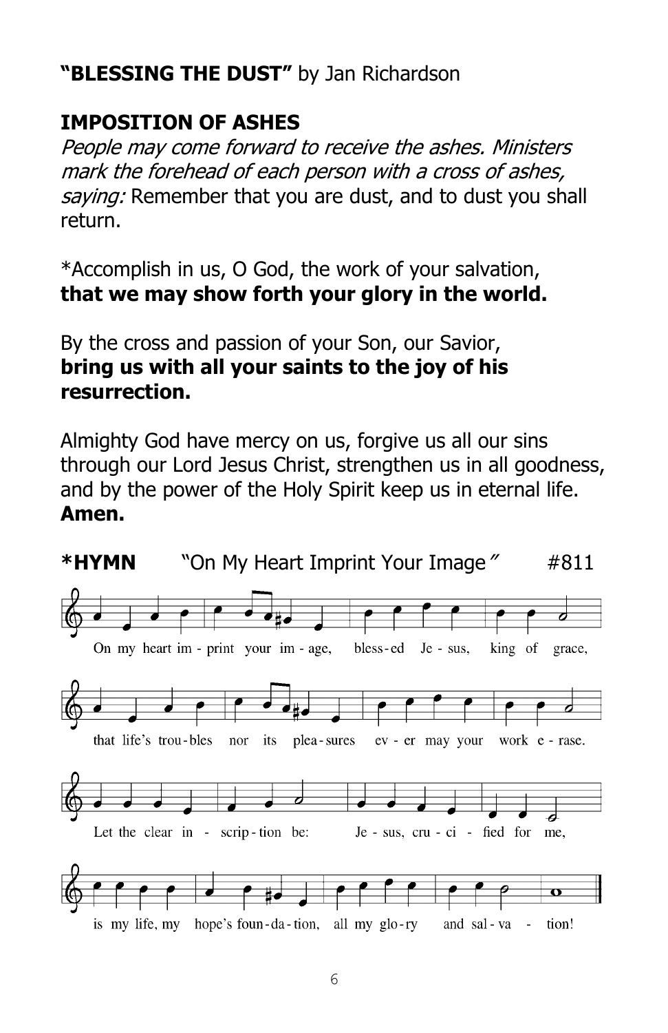**"BLESSING THE DUST"** by Jan Richardson

**IMPOSITION OF ASHES**

*People may come forward to receive the ashes. Ministers mark the forehead of each person with a cross of ashes, saying:* Remember that you are dust, and to dust you shall return.

*Accomplish in us, O God, the work of your salvation,
**that we may show forth your glory in the world.**

By the cross and passion of your Son, our Savior,
**bring us with all your saints to the joy of his resurrection.**

Almighty God have mercy on us, forgive us all our sins through our Lord Jesus Christ, strengthen us in all goodness, and by the power of the Holy Spirit keep us in eternal life.
**Amen.**

**\*HYMN** "On My Heart Imprint Your Image" #811

On my heart im - print your im - age, bless - ed Je - sus, king of grace,
that life's trou - bles nor its plea - sures ev - er may your work e - rase.
Let the clear in - scrip - tion be: Je - sus, cru - ci - fied for me,
is my life, my hope's foun - da - tion, all my glo - ry and sal - va - tion!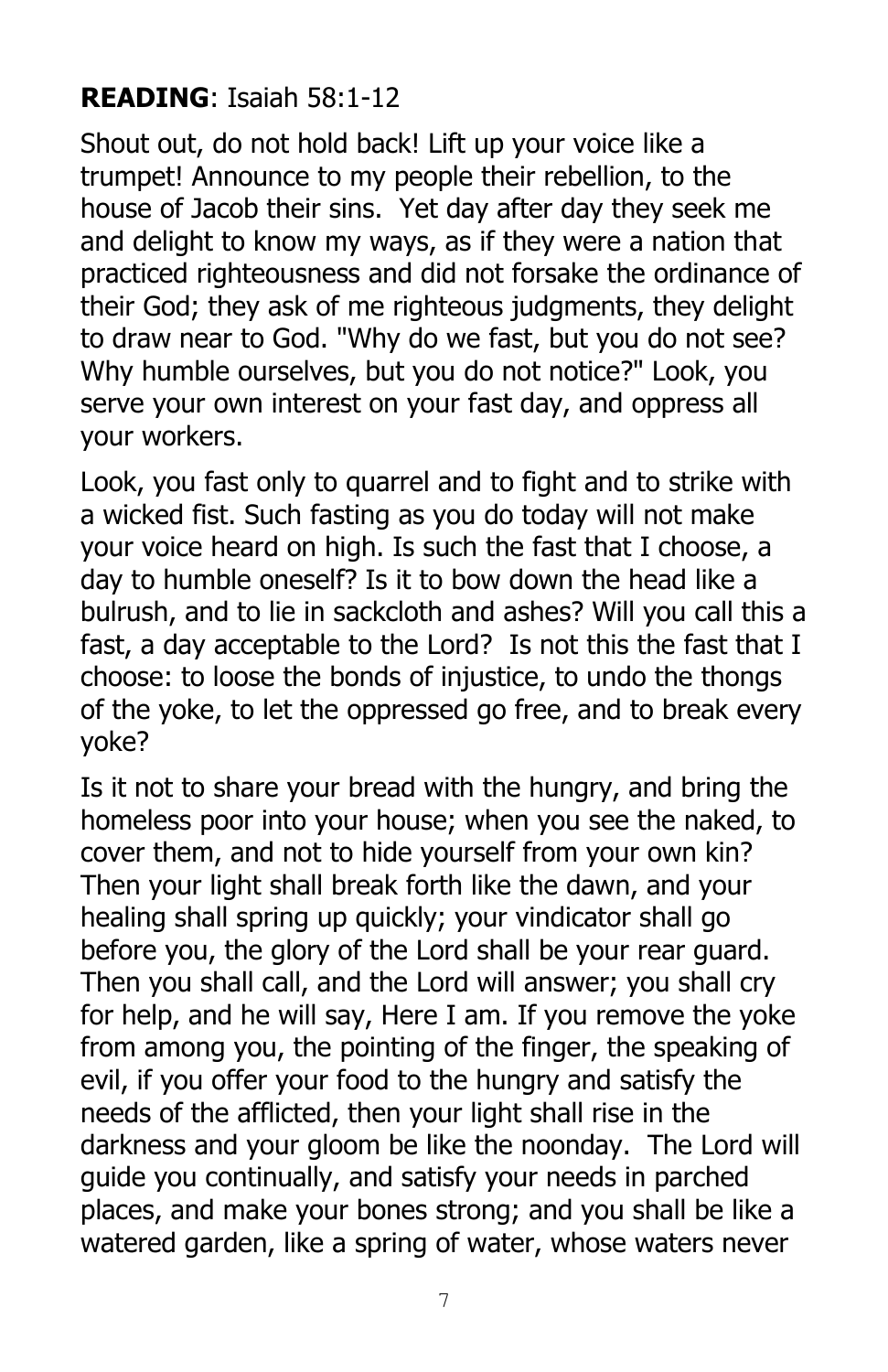**READING**: Isaiah 58:1-12

Shout out, do not hold back! Lift up your voice like a trumpet! Announce to my people their rebellion, to the house of Jacob their sins. Yet day after day they seek me and delight to know my ways, as if they were a nation that practiced righteousness and did not forsake the ordinance of their God; they ask of me righteous judgments, they delight to draw near to God. "Why do we fast, but you do not see? Why humble ourselves, but you do not notice?" Look, you serve your own interest on your fast day, and oppress all your workers.

Look, you fast only to quarrel and to fight and to strike with a wicked fist. Such fasting as you do today will not make your voice heard on high. Is such the fast that I choose, a day to humble oneself? Is it to bow down the head like a bulrush, and to lie in sackcloth and ashes? Will you call this a fast, a day acceptable to the Lord? Is not this the fast that I choose: to loose the bonds of injustice, to undo the thongs of the yoke, to let the oppressed go free, and to break every yoke?

Is it not to share your bread with the hungry, and bring the homeless poor into your house; when you see the naked, to cover them, and not to hide yourself from your own kin? Then your light shall break forth like the dawn, and your healing shall spring up quickly; your vindicator shall go before you, the glory of the Lord shall be your rear guard. Then you shall call, and the Lord will answer; you shall cry for help, and he will say, Here I am. If you remove the yoke from among you, the pointing of the finger, the speaking of evil, if you offer your food to the hungry and satisfy the needs of the afflicted, then your light shall rise in the darkness and your gloom be like the noonday. The Lord will guide you continually, and satisfy your needs in parched places, and make your bones strong; and you shall be like a watered garden, like a spring of water, whose waters never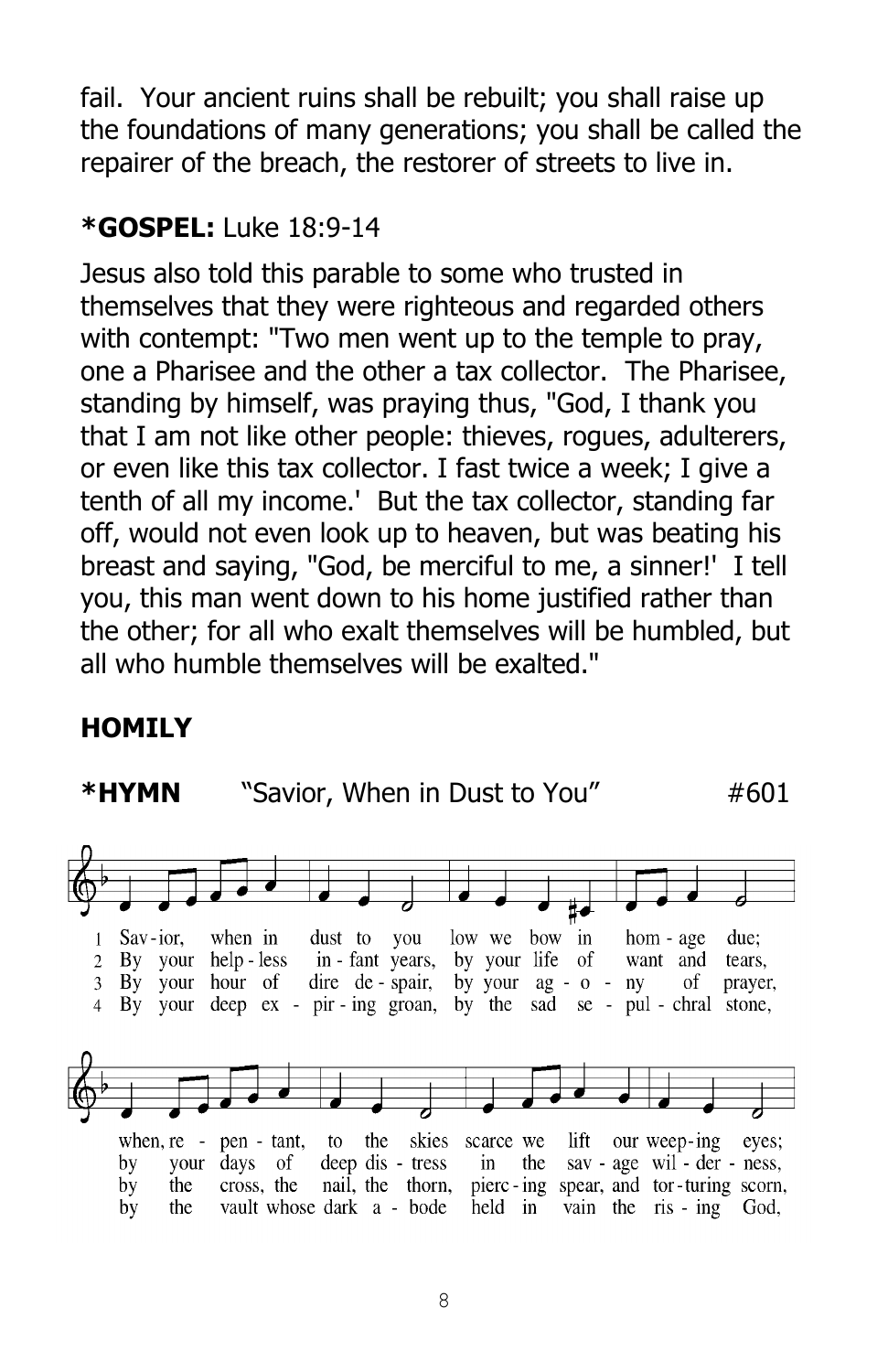fail. Your ancient ruins shall be rebuilt; you shall raise up the foundations of many generations; you shall be called the repairer of the breach, the restorer of streets to live in.

**\*GOSPEL:** Luke 18:9-14

Jesus also told this parable to some who trusted in themselves that they were righteous and regarded others with contempt: "Two men went up to the temple to pray, one a Pharisee and the other a tax collector. The Pharisee, standing by himself, was praying thus, "God, I thank you that I am not like other people: thieves, rogues, adulterers, or even like this tax collector. I fast twice a week; I give a tenth of all my income.' But the tax collector, standing far off, would not even look up to heaven, but was beating his breast and saying, "God, be merciful to me, a sinner!' I tell you, this man went down to his home justified rather than the other; for all who exalt themselves will be humbled, but all who humble themselves will be exalted."

**HOMILY**

**\*HYMN** "Savior, When in Dust to You" #601

1 Sav-ior, when in dust to you low we bow in hom-age due;
when, re-pen-tant, to the skies scarce we lift our weep-ing eyes;

2 By your help-less in-fant years, by your life of want and tears,
by your days of deep dis-tress in the sav-age wil-der-ness,

3 By your hour of dire de-spair, by your ag-o-ny of prayer,
by the cross, the nail, the thorn, pierc-ing spear, and tor-turing scorn,

4 By your deep ex-pir-ing groan, by the sad se-pul-chral stone,
by the vault whose dark a-bode held in vain the ris-ing God,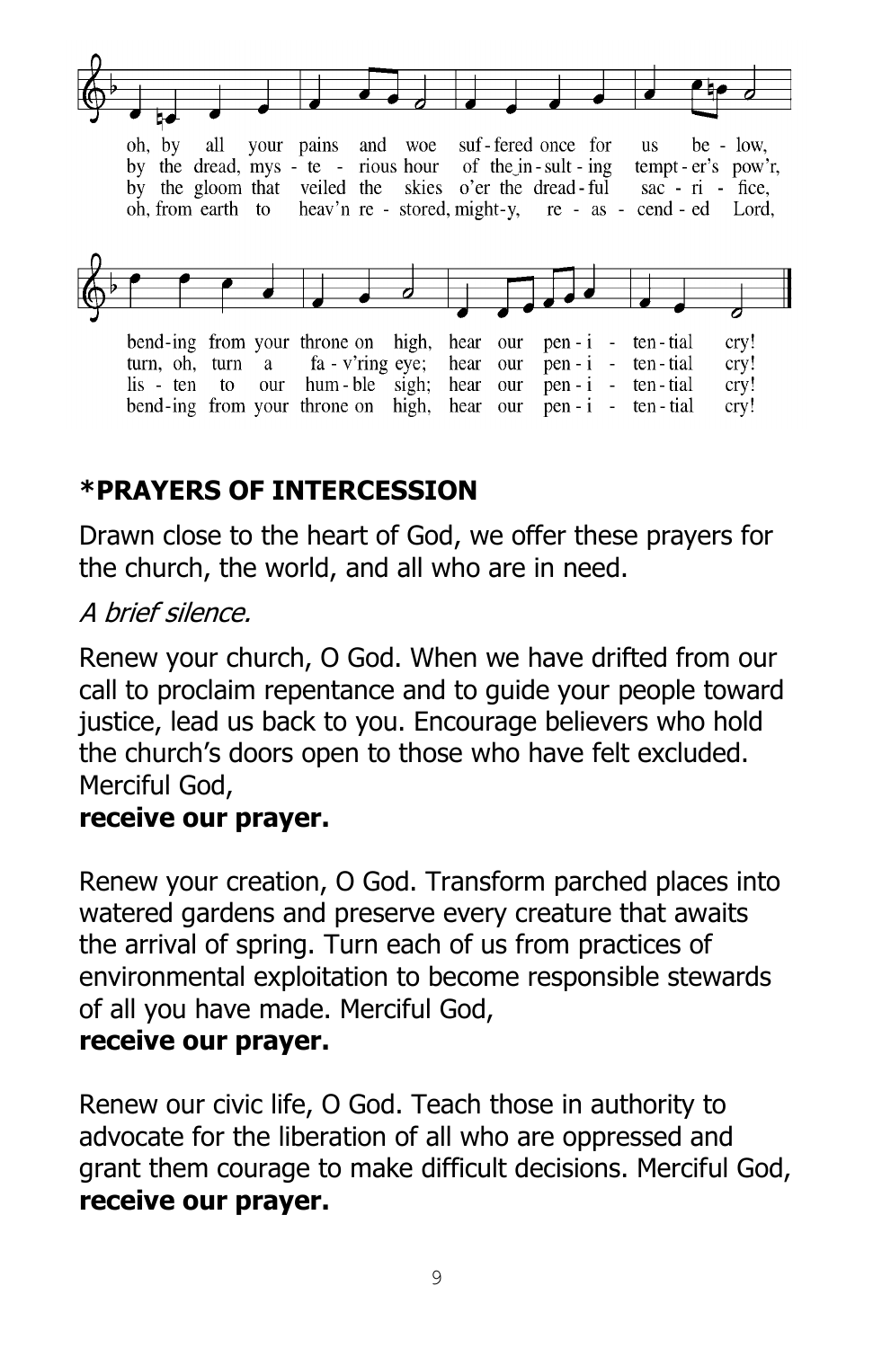oh, by all your pains and woe suf-fered once for us be-low, bending from your throne on high, hear our pen-i-ten-tial cry!

by the dread, mys-te-rious hour of the in-sult-ing tempt-er's pow'r, turn, oh, turn a fa-v'ring eye; hear our pen-i-ten-tial cry!

by the gloom that veiled the skies o'er the dread-ful sac-ri-fice, lis-ten to our hum-ble sigh; hear our pen-i-ten-tial cry!

oh, from earth to heav'n re-stored, might-y, re-as-cend-ed Lord, bend-ing from your throne on high, hear our pen-i-ten-tial cry!

## *PRAYERS OF INTERCESSION

Drawn close to the heart of God, we offer these prayers for the church, the world, and all who are in need.

*A brief silence.*

Renew your church, O God. When we have drifted from our call to proclaim repentance and to guide your people toward justice, lead us back to you. Encourage believers who hold the church's doors open to those who have felt excluded. Merciful God,
**receive our prayer.**

Renew your creation, O God. Transform parched places into watered gardens and preserve every creature that awaits the arrival of spring. Turn each of us from practices of environmental exploitation to become responsible stewards of all you have made. Merciful God,
**receive our prayer.**

Renew our civic life, O God. Teach those in authority to advocate for the liberation of all who are oppressed and grant them courage to make difficult decisions. Merciful God,
**receive our prayer.**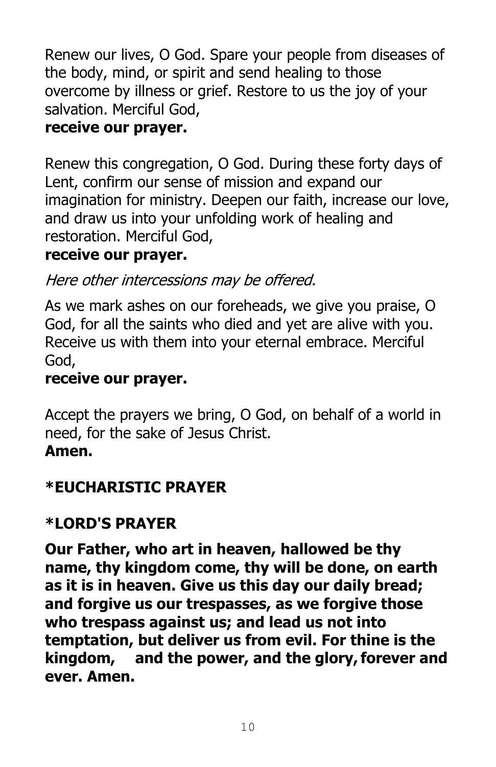Renew our lives, O God. Spare your people from diseases of the body, mind, or spirit and send healing to those overcome by illness or grief. Restore to us the joy of your salvation. Merciful God,
**receive our prayer.**

Renew this congregation, O God. During these forty days of Lent, confirm our sense of mission and expand our imagination for ministry. Deepen our faith, increase our love, and draw us into your unfolding work of healing and restoration. Merciful God,
**receive our prayer.**

*Here other intercessions may be offered.*

As we mark ashes on our foreheads, we give you praise, O God, for all the saints who died and yet are alive with you. Receive us with them into your eternal embrace. Merciful God,
**receive our prayer.**

Accept the prayers we bring, O God, on behalf of a world in need, for the sake of Jesus Christ.
**Amen.**

## *EUCHARISTIC PRAYER

## *LORD'S PRAYER

**Our Father, who art in heaven, hallowed be thy name, thy kingdom come, thy will be done, on earth as it is in heaven. Give us this day our daily bread; and forgive us our trespasses, as we forgive those who trespass against us; and lead us not into temptation, but deliver us from evil. For thine is the kingdom, and the power, and the glory, forever and ever. Amen.**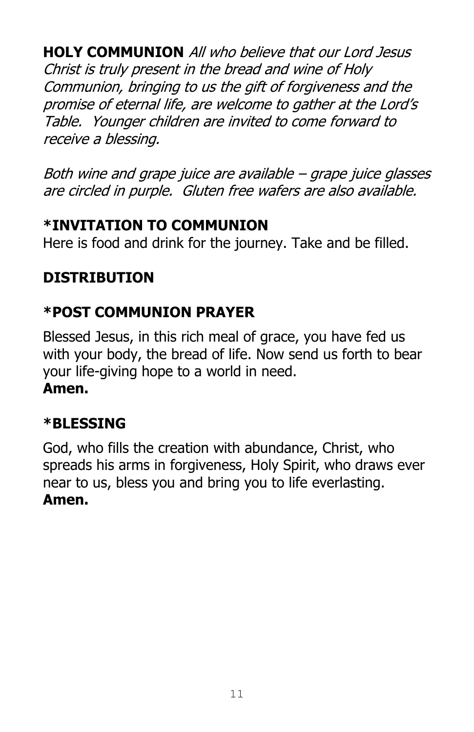**HOLY COMMUNION** *All who believe that our Lord Jesus Christ is truly present in the bread and wine of Holy Communion, bringing to us the gift of forgiveness and the promise of eternal life, are welcome to gather at the Lord's Table. Younger children are invited to come forward to receive a blessing.*

*Both wine and grape juice are available – grape juice glasses are circled in purple. Gluten free wafers are also available.*

## *INVITATION TO COMMUNION

Here is food and drink for the journey. Take and be filled.

## DISTRIBUTION

## *POST COMMUNION PRAYER

Blessed Jesus, in this rich meal of grace, you have fed us with your body, the bread of life. Now send us forth to bear your life-giving hope to a world in need.
**Amen.**

## *BLESSING

God, who fills the creation with abundance, Christ, who spreads his arms in forgiveness, Holy Spirit, who draws ever near to us, bless you and bring you to life everlasting.
**Amen.**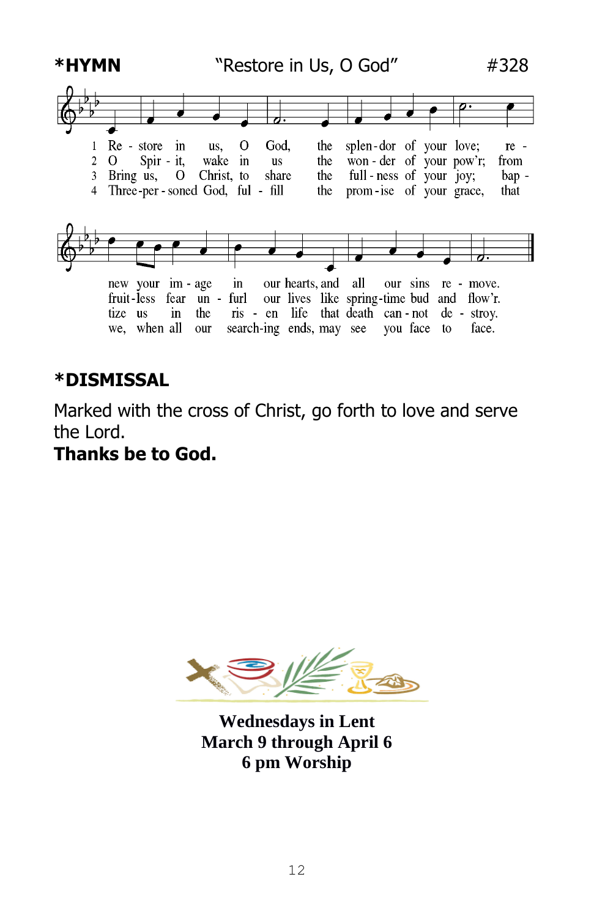**\*HYMN** "Restore in Us, O God" #328

1 Re - store in us, O God, the splen-dor of your love; re - new your im - age in our hearts, and all our sins re - move.

2 O Spir - it, wake in us the won - der of your pow'r; from fruit-less fear un - furl our lives like spring-time bud and flow'r.

3 Bring us, O Christ, to share the full - ness of your joy; bap - tize us in the ris - en life that death can - not de - stroy.

4 Three-per - soned God, ful - fill the prom - ise of your grace, that we, when all our search-ing ends, may see you face to face.

## \*DISMISSAL

Marked with the cross of Christ, go forth to love and serve the Lord.
**Thanks be to God.**

**Wednesdays in Lent**
**March 9 through April 6**
**6 pm Worship**